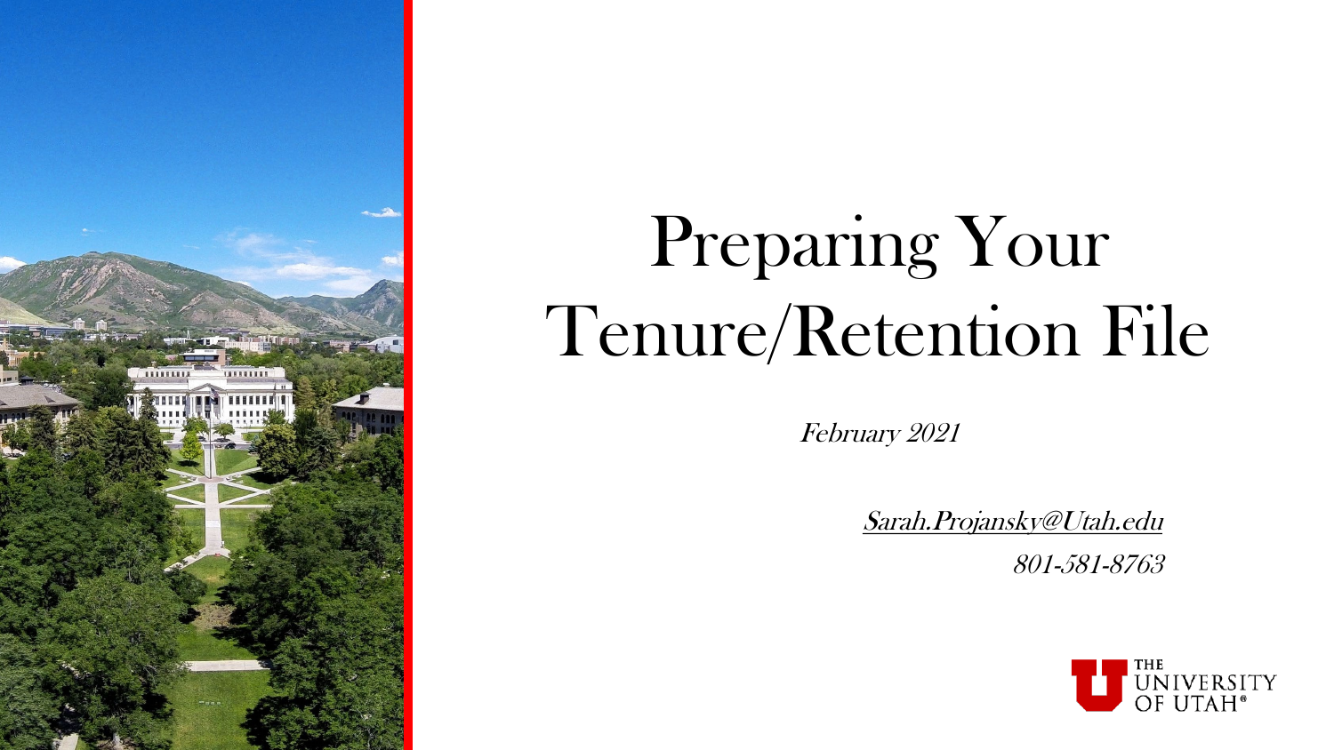# Preparing Your Tenure/Retention File

*February 2021*

*Sarah.Projansky@Utah.edu*

*801-581-8763*

THE UNIVERSITY OF UTAH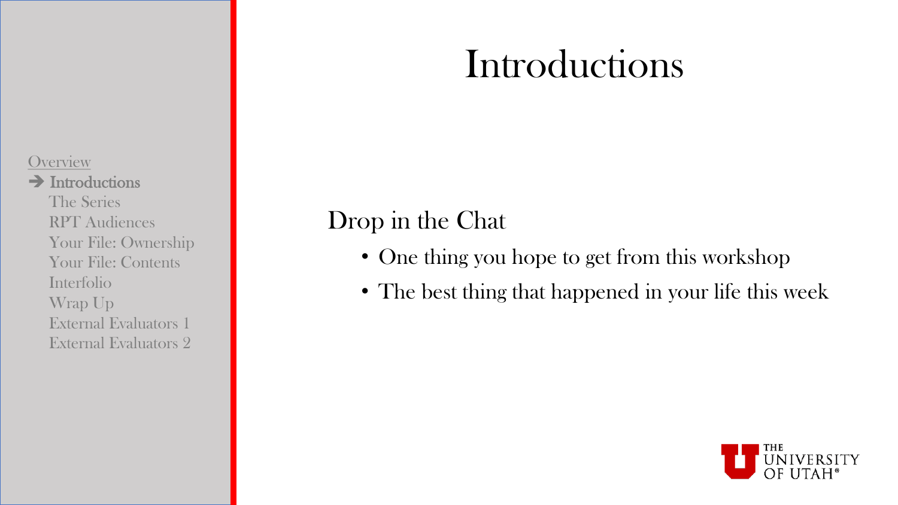- Overview
- ➔ **Introductions**
- The Series
- RPT Audiences
- Your File: Ownership
- Your File: Contents
- Interfolio
- Wrap Up
- External Evaluators 1
- External Evaluators 2

# Introductions

Drop in the Chat

- One thing you hope to get from this workshop
- The best thing that happened in your life this week

THE UNIVERSITY OF UTAH®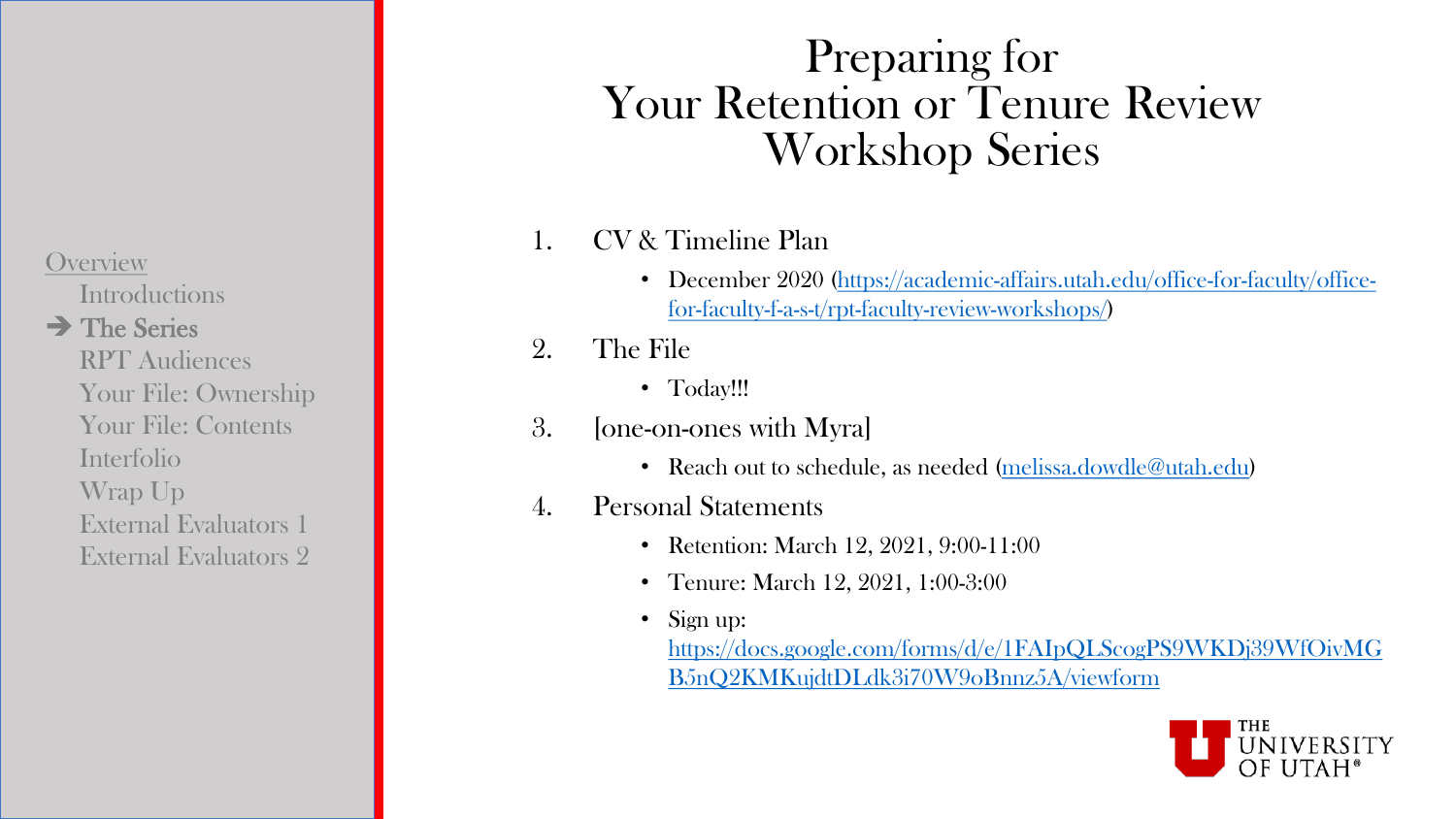Overview

Introductions

➔ The Series

RPT Audiences

Your File: Ownership

Your File: Contents

Interfolio

Wrap Up

External Evaluators 1

External Evaluators 2

# Preparing for Your Retention or Tenure Review Workshop Series

1. CV & Timeline Plan
   - December 2020 (https://academic-affairs.utah.edu/office-for-faculty/office-for-faculty-f-a-s-t/rpt-faculty-review-workshops/)
2. The File
   - Today!!!
3. [one-on-ones with Myra]
   - Reach out to schedule, as needed (melissa.dowdle@utah.edu)
4. Personal Statements
   - Retention: March 12, 2021, 9:00-11:00
   - Tenure: March 12, 2021, 1:00-3:00
   - Sign up: https://docs.google.com/forms/d/e/1FAIpQLScogPS9WKDj39WfOivMGB5nQ2KMKujdtDLdk3i70W9oBnnz5A/viewform

THE UNIVERSITY OF UTAH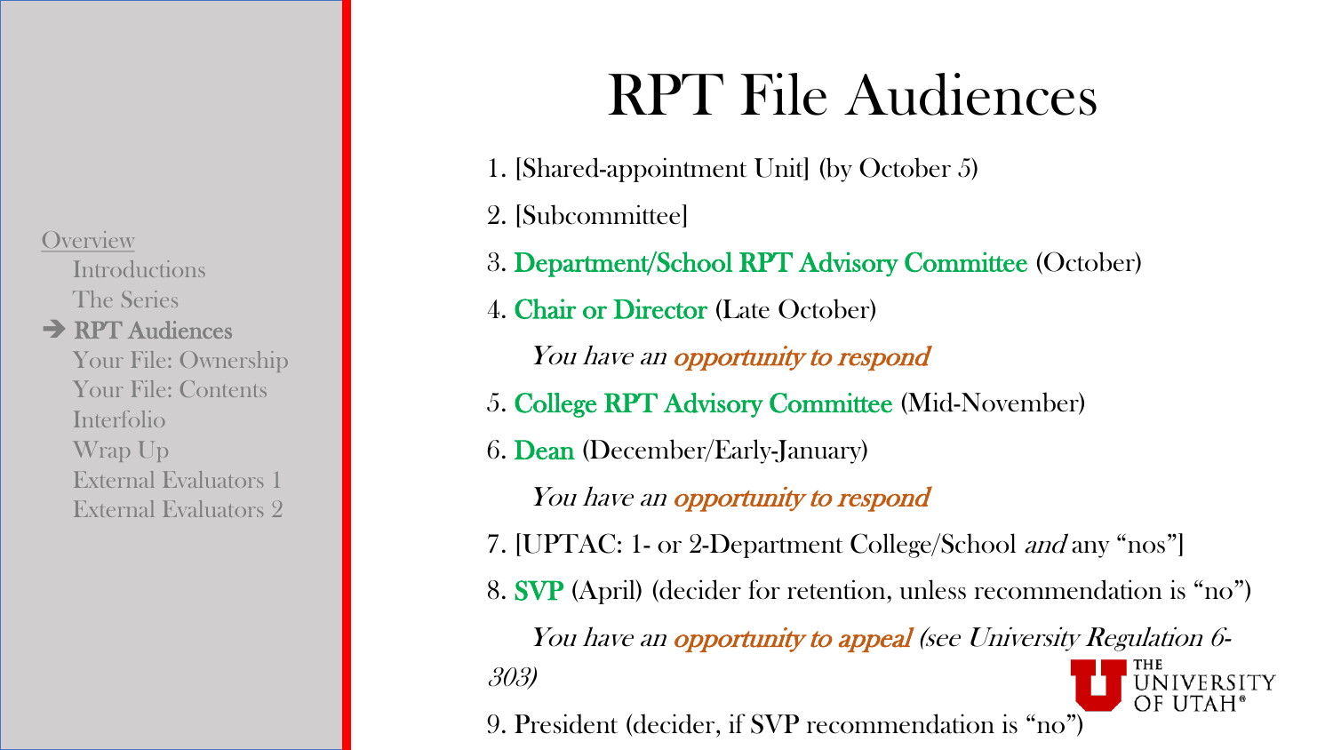Overview
- Introductions
- The Series
- ➔ **RPT Audiences**
- Your File: Ownership
- Your File: Contents
- Interfolio
- Wrap Up
- External Evaluators 1
- External Evaluators 2

# RPT File Audiences

1. [Shared-appointment Unit] (by October 5)
2. [Subcommittee]
3. Department/School RPT Advisory Committee (October)
4. Chair or Director (Late October)

    *You have an opportunity to respond*

5. College RPT Advisory Committee (Mid-November)
6. Dean (December/Early-January)

    *You have an opportunity to respond*

7. [UPTAC: 1- or 2-Department College/School *and* any "nos"]
8. SVP (April) (decider for retention, unless recommendation is "no")

    *You have an opportunity to appeal (see University Regulation 6-303)*

9. President (decider, if SVP recommendation is "no")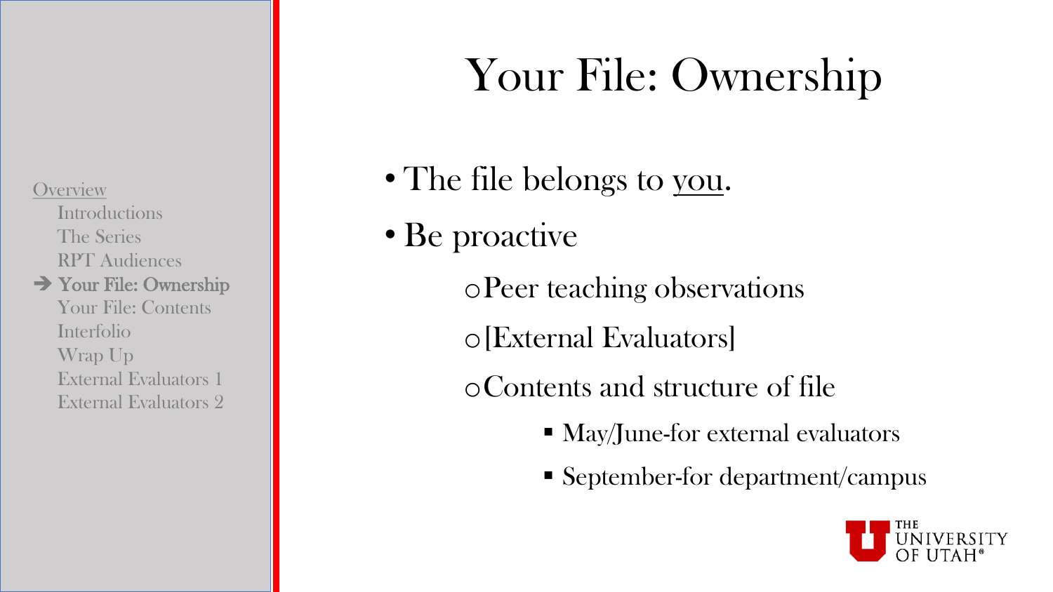Overview

- Introductions
- The Series
- RPT Audiences
- ➔ Your File: Ownership
- Your File: Contents
- Interfolio
- Wrap Up
- External Evaluators 1
- External Evaluators 2

# Your File: Ownership

- The file belongs to <u>you</u>.
- Be proactive
  - Peer teaching observations
  - [External Evaluators]
  - Contents and structure of file
    - May/June-for external evaluators
    - September-for department/campus

THE UNIVERSITY OF UTAH®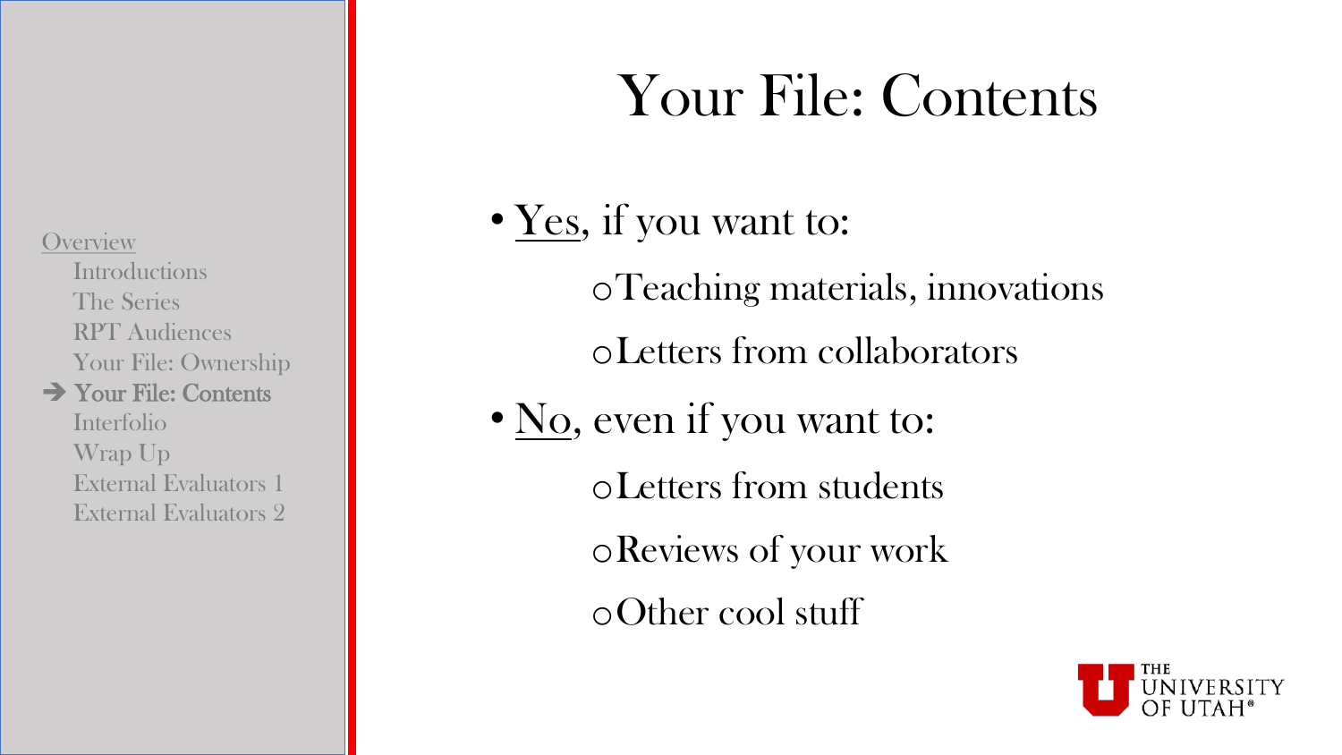Overview

- Introductions
- The Series
- RPT Audiences
- Your File: Ownership
- ➔ **Your File: Contents**
- Interfolio
- Wrap Up
- External Evaluators 1
- External Evaluators 2

# Your File: Contents

- Yes, if you want to:
  - Teaching materials, innovations
  - Letters from collaborators
- No, even if you want to:
  - Letters from students
  - Reviews of your work
  - Other cool stuff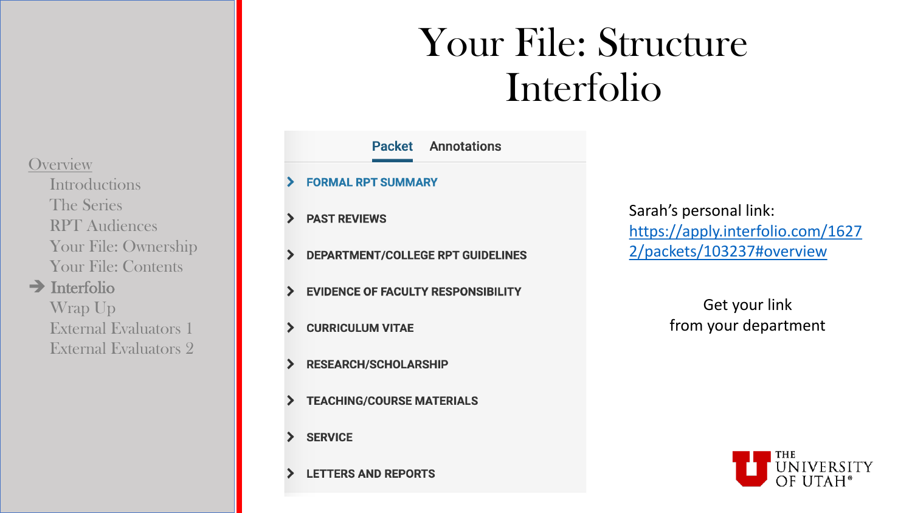# Your File: Structure Interfolio

- Overview
  - Introductions
  - The Series
  - RPT Audiences
  - Your File: Ownership
  - Your File: Contents
  - ➔ Interfolio
  - Wrap Up
  - External Evaluators 1
  - External Evaluators 2

**Packet** | Annotations

- FORMAL RPT SUMMARY
- PAST REVIEWS
- DEPARTMENT/COLLEGE RPT GUIDELINES
- EVIDENCE OF FACULTY RESPONSIBILITY
- CURRICULUM VITAE
- RESEARCH/SCHOLARSHIP
- TEACHING/COURSE MATERIALS
- SERVICE
- LETTERS AND REPORTS

Sarah's personal link: [https://apply.interfolio.com/16272/packets/103237#overview](https://apply.interfolio.com/16272/packets/103237#overview)

Get your link from your department

THE UNIVERSITY OF UTAH®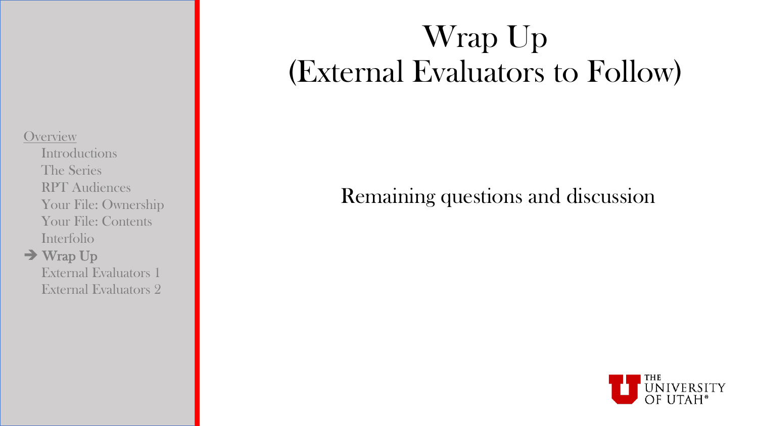# Wrap Up (External Evaluators to Follow)

Overview

- Introductions
- The Series
- RPT Audiences
- Your File: Ownership
- Your File: Contents
- Interfolio
- ➔ Wrap Up
- External Evaluators 1
- External Evaluators 2

Remaining questions and discussion

THE UNIVERSITY OF UTAH®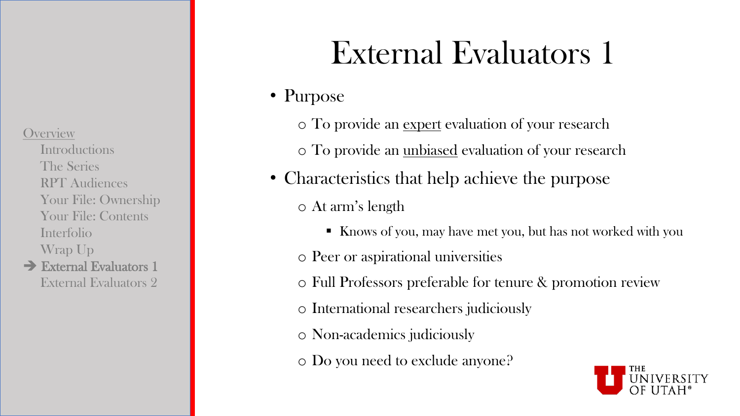Overview

- Introductions
- The Series
- RPT Audiences
- Your File: Ownership
- Your File: Contents
- Interfolio
- Wrap Up
- ➔ **External Evaluators 1**
- External Evaluators 2

# External Evaluators 1

- Purpose
  - To provide an <u>expert</u> evaluation of your research
  - To provide an <u>unbiased</u> evaluation of your research
- Characteristics that help achieve the purpose
  - At arm's length
    - Knows of you, may have met you, but has not worked with you
  - Peer or aspirational universities
  - Full Professors preferable for tenure & promotion review
  - International researchers judiciously
  - Non-academics judiciously
  - Do you need to exclude anyone?

THE UNIVERSITY OF UTAH®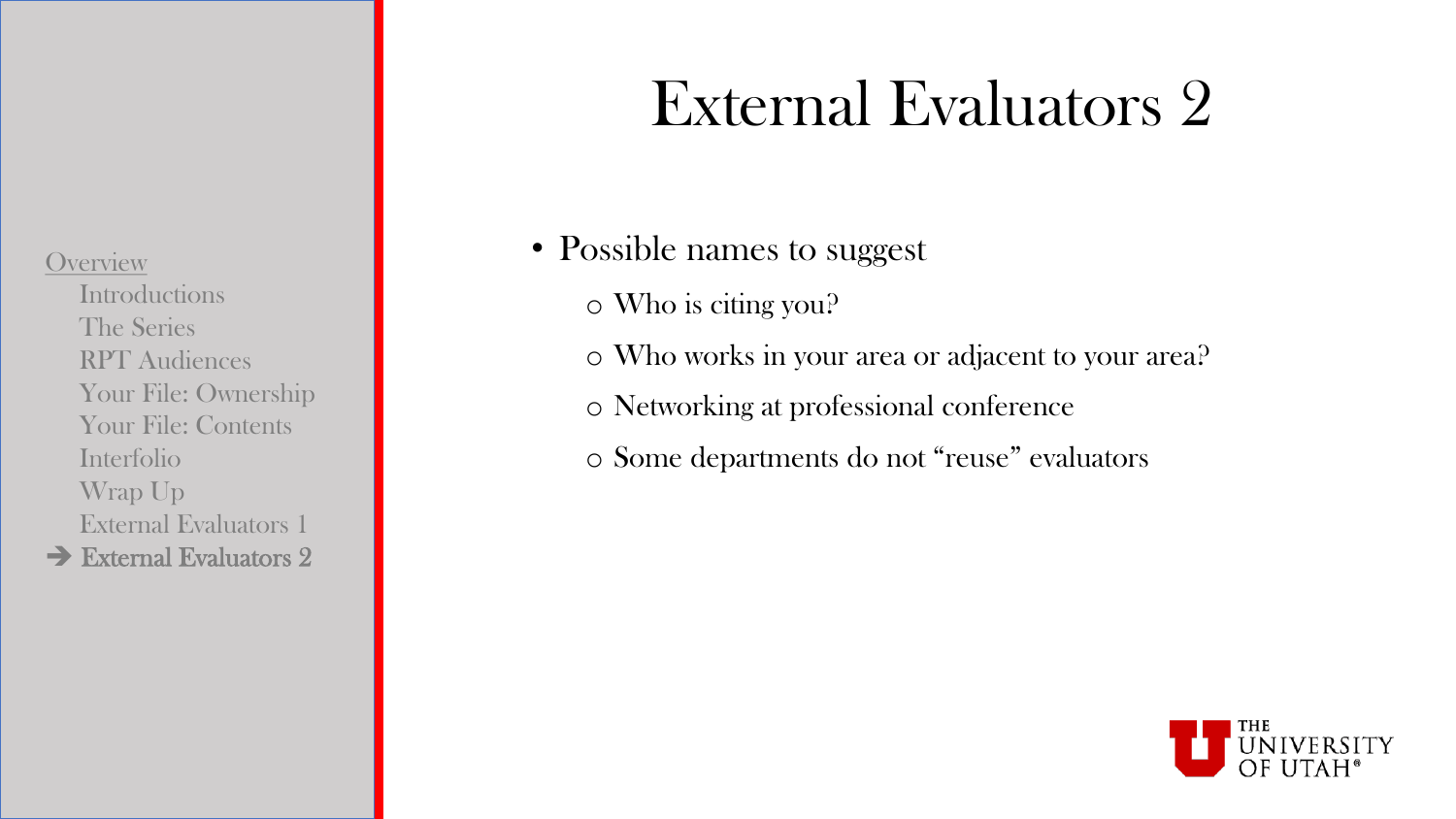Overview
Introductions
The Series
RPT Audiences
Your File: Ownership
Your File: Contents
Interfolio
Wrap Up
External Evaluators 1
➔ External Evaluators 2

# External Evaluators 2

- Possible names to suggest
  - Who is citing you?
  - Who works in your area or adjacent to your area?
  - Networking at professional conference
  - Some departments do not "reuse" evaluators

THE UNIVERSITY OF UTAH®